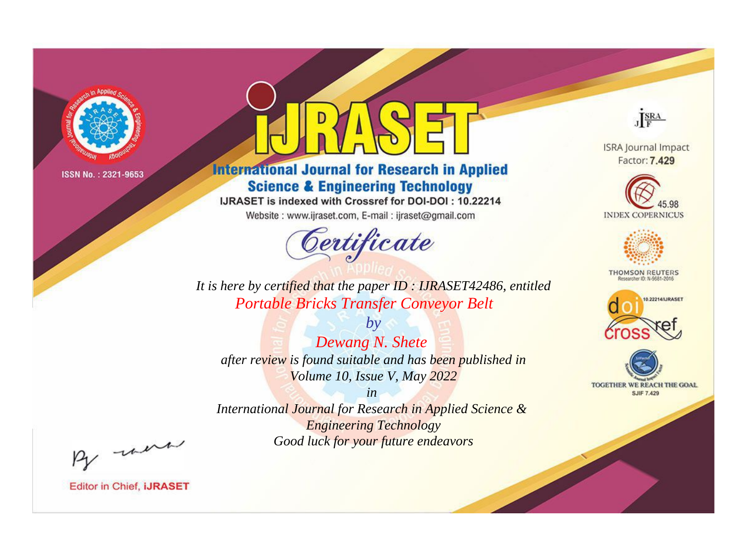ISSN No. : 2321-9653

# iJRASET

## International Journal for Research in Applied Science & Engineering Technology

IJRASET is indexed with Crossref for DOI-DOI : 10.22214

Website : www.ijraset.com, E-mail : ijraset@gmail.com

ISRA Journal Impact Factor: **7.429**

45.98 INDEX COPERNICUS

THOMSON REUTERS Researcher ID: N-9681-2016

10.22214/IJRASET

TOGETHER WE REACH THE GOAL SJIF 7.429

# *Certificate*

*It is here by certified that the paper ID : IJRASET42486, entitled*

*Portable Bricks Transfer Conveyor Belt*

*by*

*Dewang N. Shete*

*after review is found suitable and has been published in*

*Volume 10, Issue V, May 2022*

*in*

*International Journal for Research in Applied Science & Engineering Technology*

*Good luck for your future endeavors*

Editor in Chief, **iJRASET**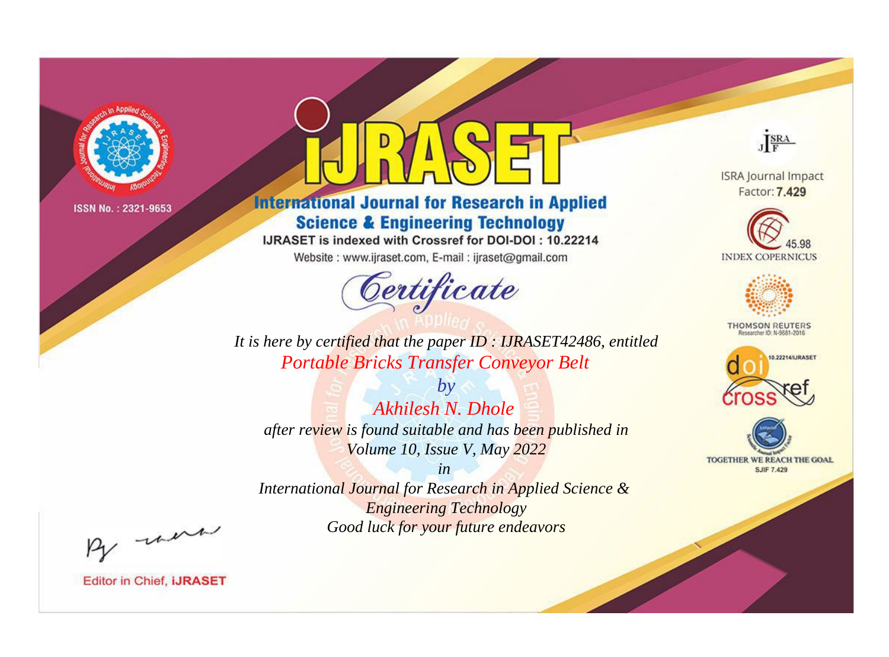ISSN No. : 2321-9653

# iJRASET

## International Journal for Research in Applied Science & Engineering Technology

IJRASET is indexed with Crossref for DOI-DOI : 10.22214

Website : www.ijraset.com, E-mail : ijraset@gmail.com

*Certificate*

*It is here by certified that the paper ID : IJRASET42486, entitled*

*Portable Bricks Transfer Conveyor Belt*

*by*

*Akhilesh N. Dhole*

*after review is found suitable and has been published in*

*Volume 10, Issue V, May 2022*

*in*

*International Journal for Research in Applied Science & Engineering Technology*

*Good luck for your future endeavors*

ISRA Journal Impact Factor: **7.429**

45.98 INDEX COPERNICUS

THOMSON REUTERS Researcher ID: N-9681-2016

10.22214/IJRASET

TOGETHER WE REACH THE GOAL SJIF 7.429

Editor in Chief, **iJRASET**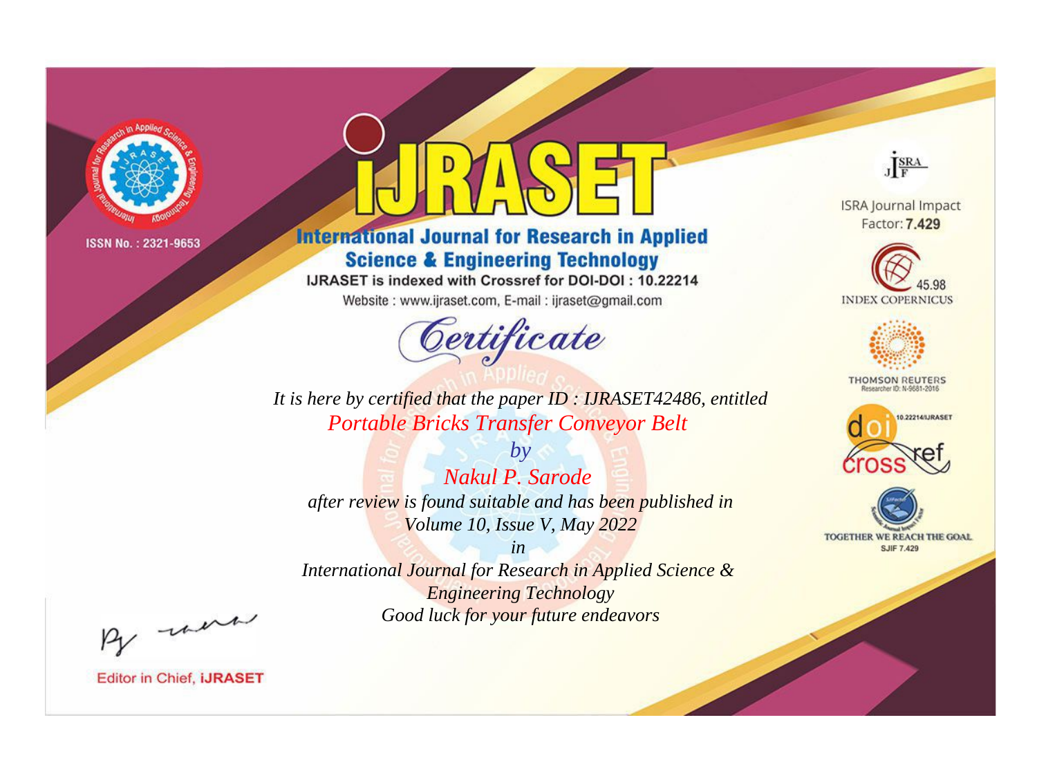ISSN No. : 2321-9653

# IJRASET

## International Journal for Research in Applied Science & Engineering Technology

IJRASET is indexed with Crossref for DOI-DOI : 10.22214

Website : www.ijraset.com, E-mail : ijraset@gmail.com

# Certificate

*It is here by certified that the paper ID : IJRASET42486, entitled*

*Portable Bricks Transfer Conveyor Belt*

*by*

*Nakul P. Sarode*

*after review is found suitable and has been published in*

*Volume 10, Issue V, May 2022*

*in*

*International Journal for Research in Applied Science & Engineering Technology*

*Good luck for your future endeavors*

ISRA Journal Impact Factor: **7.429**

45.98 INDEX COPERNICUS

THOMSON REUTERS Researcher ID: N-9681-2016

10.22214/IJRASET

TOGETHER WE REACH THE GOAL SJIF 7.429

Editor in Chief, **iJRASET**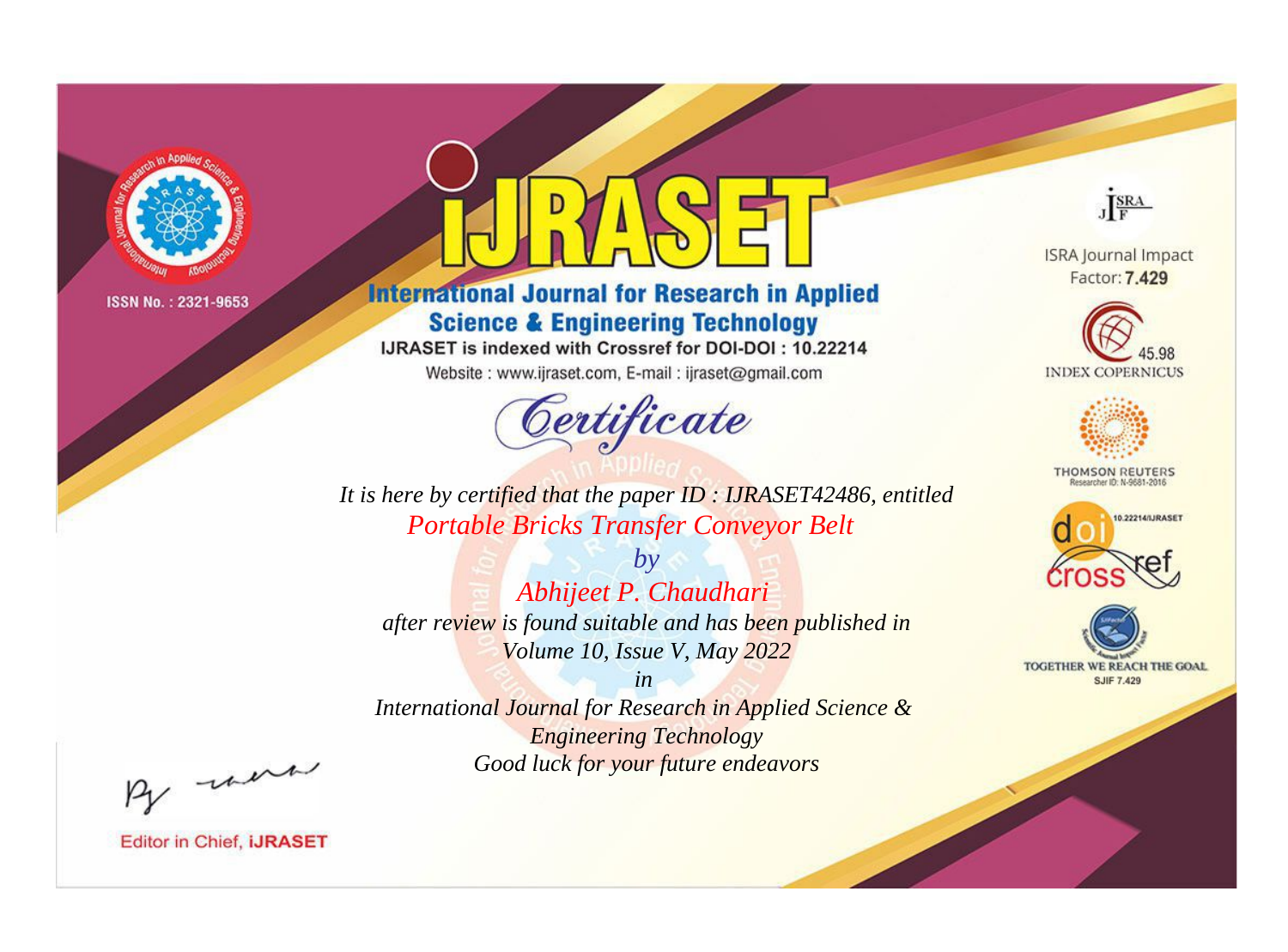ISSN No. : 2321-9653

# International Journal for Research in Applied Science & Engineering Technology

IJRASET is indexed with Crossref for DOI-DOI : 10.22214

Website : www.ijraset.com, E-mail : ijraset@gmail.com

## Certificate

*It is here by certified that the paper ID : IJRASET42486, entitled*

*Portable Bricks Transfer Conveyor Belt*

*by*

*Abhijeet P. Chaudhari*

*after review is found suitable and has been published in*

*Volume 10, Issue V, May 2022*

*in*

*International Journal for Research in Applied Science & Engineering Technology*

*Good luck for your future endeavors*

ISRA Journal Impact Factor: **7.429**

45.98 INDEX COPERNICUS

THOMSON REUTERS Researcher ID: N-9681-2016

10.22214/IJRASET

TOGETHER WE REACH THE GOAL SJIF 7.429

Editor in Chief, **iJRASET**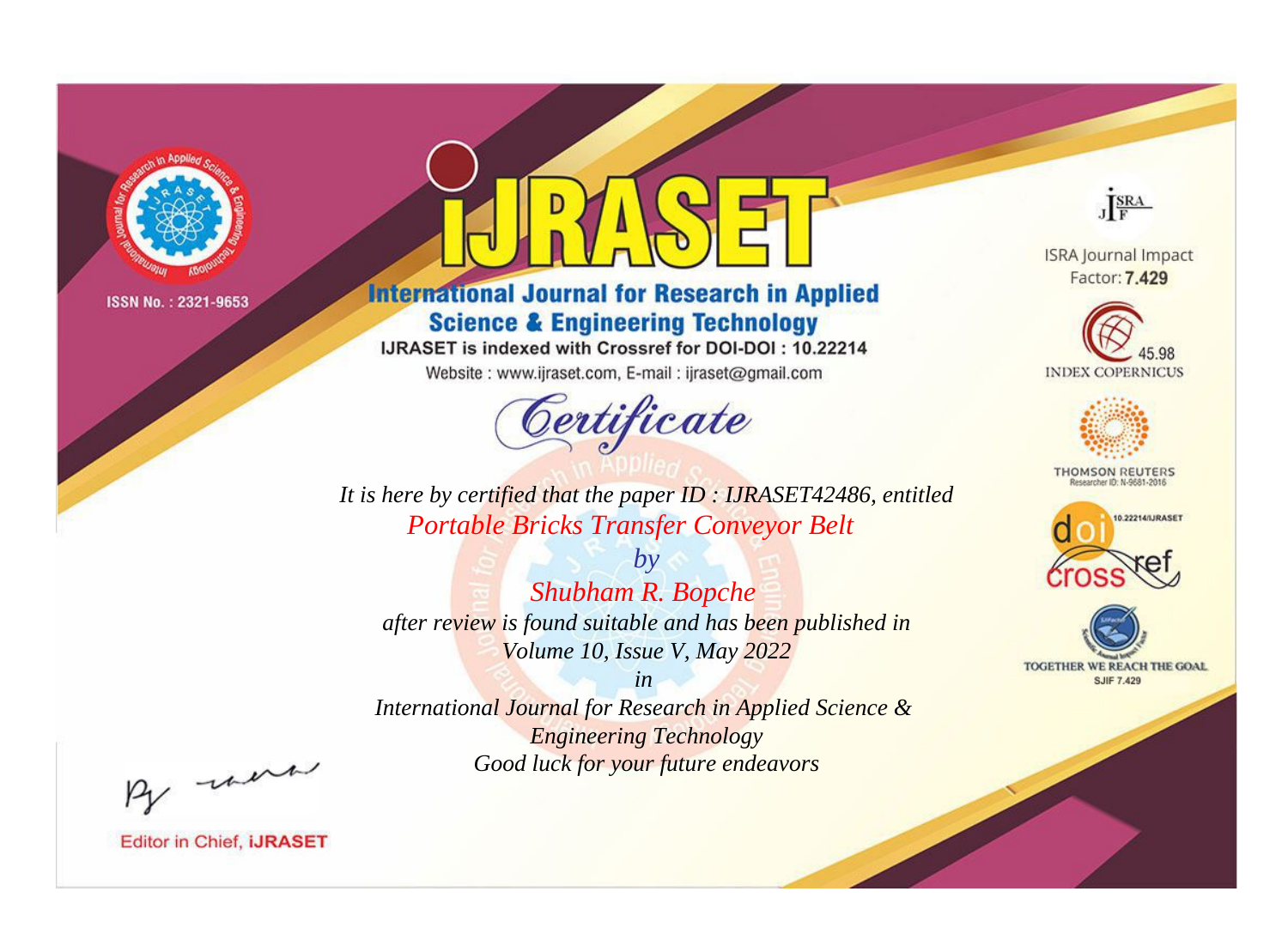ISSN No. : 2321-9653

# IJRASET

## International Journal for Research in Applied Science & Engineering Technology

IJRASET is indexed with Crossref for DOI-DOI : 10.22214

Website : www.ijraset.com, E-mail : ijraset@gmail.com

ISRA Journal Impact Factor: **7.429**

45.98 INDEX COPERNICUS

THOMSON REUTERS Researcher ID: N-9681-2016

10.22214/IJRASET

TOGETHER WE REACH THE GOAL SJIF 7.429

*Certificate*

*It is here by certified that the paper ID : IJRASET42486, entitled*

*Portable Bricks Transfer Conveyor Belt*

*by*

*Shubham R. Bopche*

*after review is found suitable and has been published in*

*Volume 10, Issue V, May 2022*

*in*

*International Journal for Research in Applied Science & Engineering Technology*

*Good luck for your future endeavors*

Editor in Chief, **iJRASET**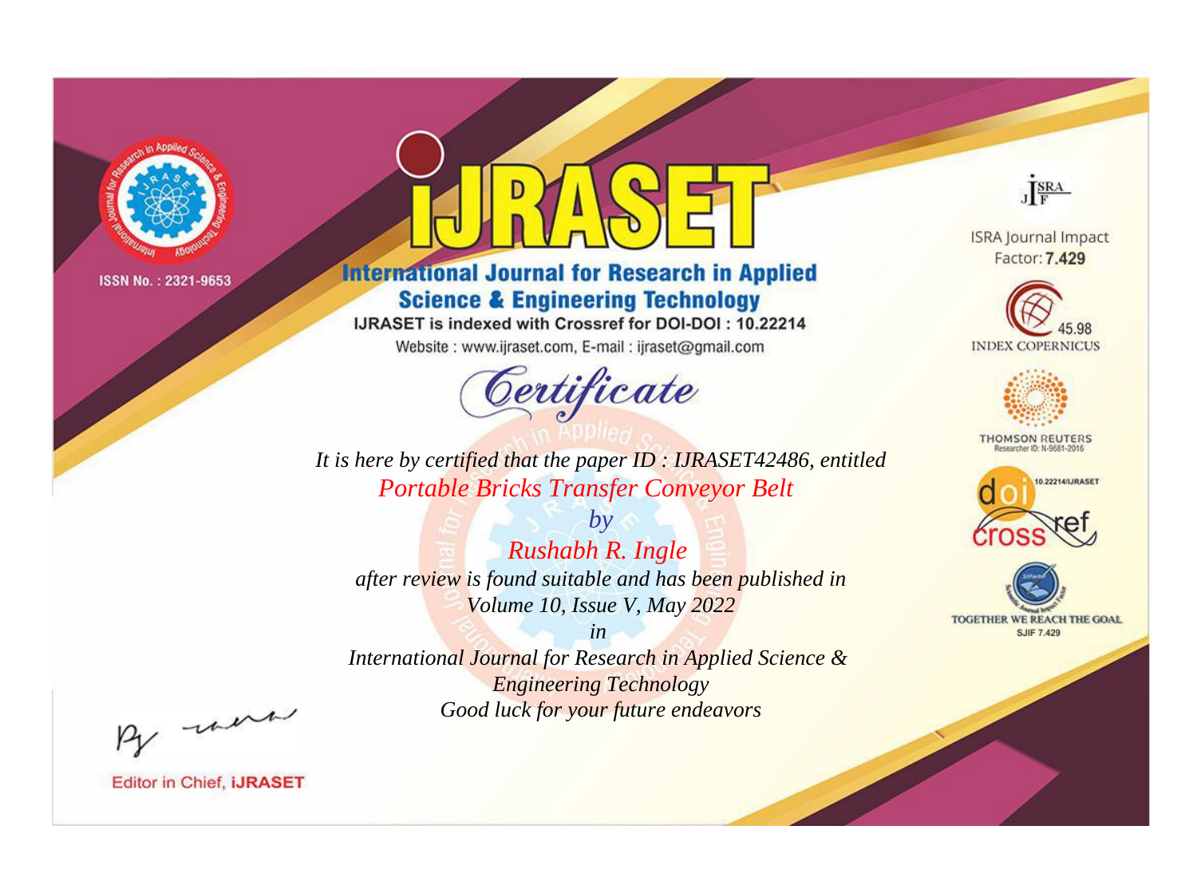ISSN No. : 2321-9653

# iJRASET

## International Journal for Research in Applied Science & Engineering Technology

IJRASET is indexed with Crossref for DOI-DOI : 10.22214

Website : www.ijraset.com, E-mail : ijraset@gmail.com

*Certificate*

*It is here by certified that the paper ID : IJRASET42486, entitled*

*Portable Bricks Transfer Conveyor Belt*

*by*

*Rushabh R. Ingle*

*after review is found suitable and has been published in*

*Volume 10, Issue V, May 2022*

*in*

*International Journal for Research in Applied Science & Engineering Technology*

*Good luck for your future endeavors*

ISRA Journal Impact Factor: **7.429**

45.98 INDEX COPERNICUS

THOMSON REUTERS Researcher ID: N-9681-2016

10.22214/IJRASET

TOGETHER WE REACH THE GOAL SJIF 7.429

Editor in Chief, **iJRASET**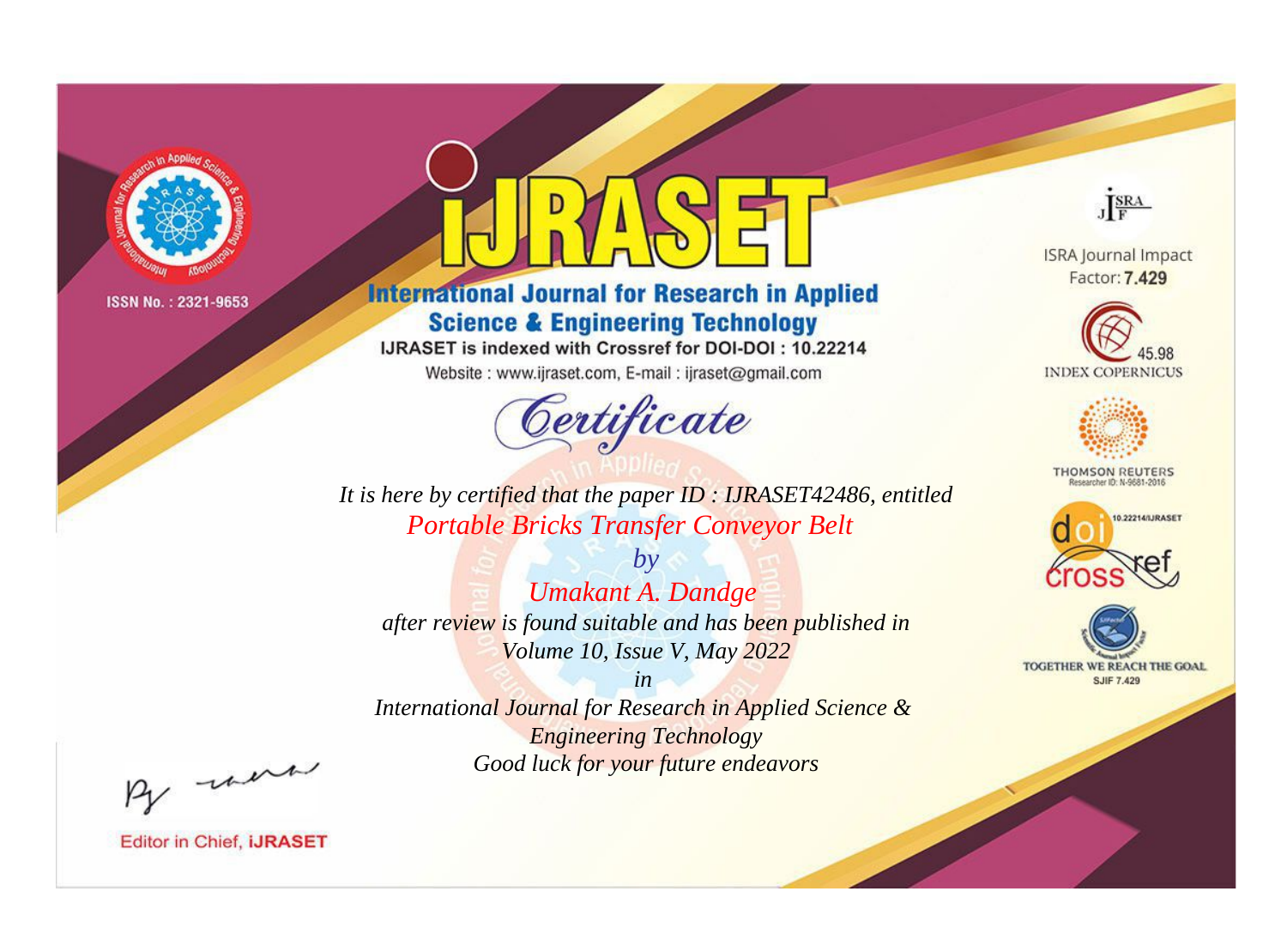ISSN No. : 2321-9653

# iJRASET

## International Journal for Research in Applied Science & Engineering Technology

IJRASET is indexed with Crossref for DOI-DOI : 10.22214

Website : www.ijraset.com, E-mail : ijraset@gmail.com

*Certificate*

*It is here by certified that the paper ID : IJRASET42486, entitled*

*Portable Bricks Transfer Conveyor Belt*

*by*

*Umakant A. Dandge*

*after review is found suitable and has been published in*

*Volume 10, Issue V, May 2022*

*in*

*International Journal for Research in Applied Science & Engineering Technology*

*Good luck for your future endeavors*

ISRA Journal Impact Factor: **7.429**

45.98 INDEX COPERNICUS

THOMSON REUTERS Researcher ID: N-9681-2016

10.22214/IJRASET

TOGETHER WE REACH THE GOAL SJIF 7.429

Editor in Chief, **iJRASET**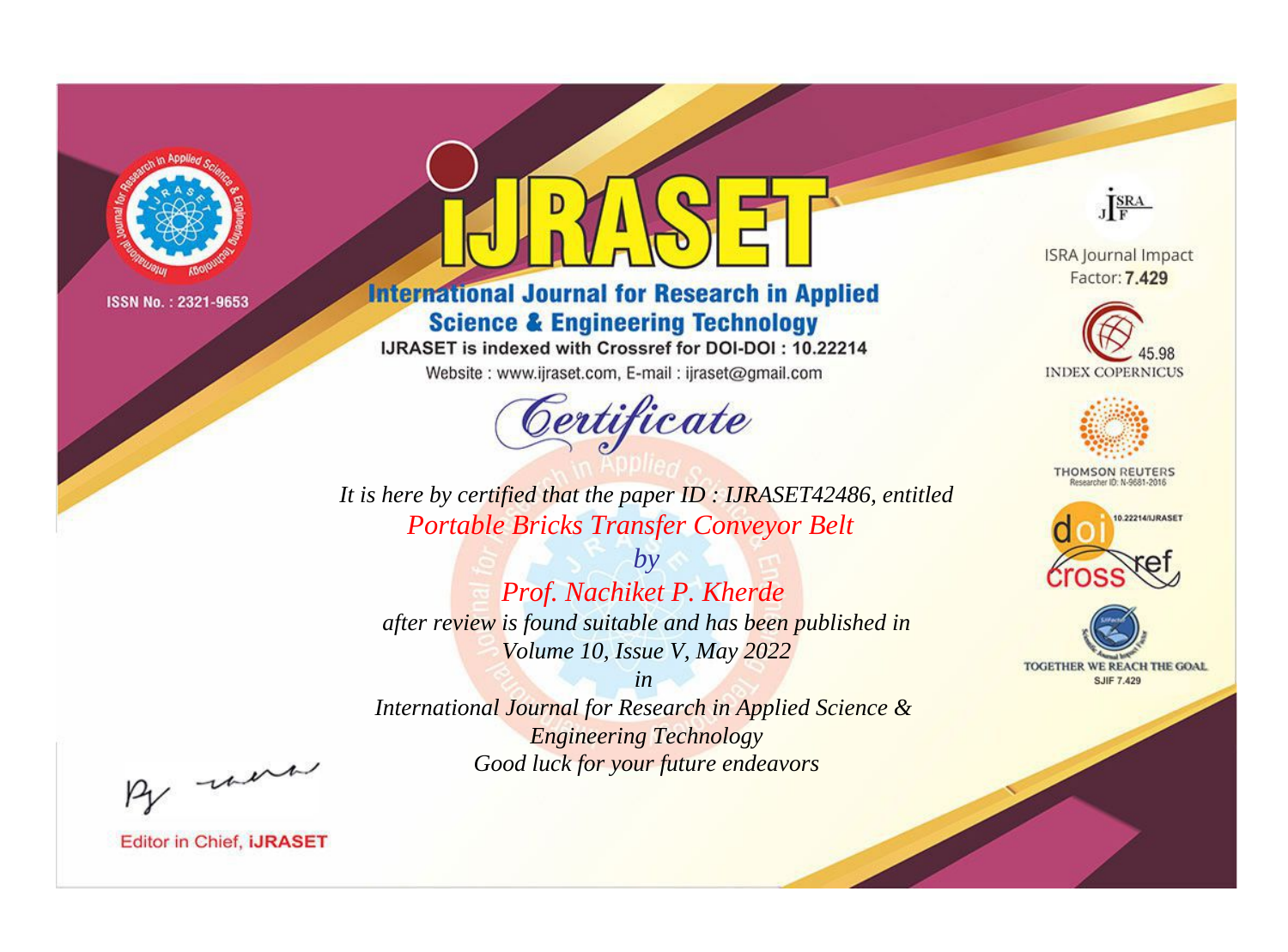ISSN No. : 2321-9653

# IJRASET

## International Journal for Research in Applied Science & Engineering Technology

IJRASET is indexed with Crossref for DOI-DOI : 10.22214

Website : www.ijraset.com, E-mail : ijraset@gmail.com

*Certificate*

*It is here by certified that the paper ID : IJRASET42486, entitled*

*Portable Bricks Transfer Conveyor Belt*

*by*

*Prof. Nachiket P. Kherde*

*after review is found suitable and has been published in*

*Volume 10, Issue V, May 2022*

*in*

*International Journal for Research in Applied Science & Engineering Technology*

*Good luck for your future endeavors*

ISRA Journal Impact Factor: **7.429**

45.98 INDEX COPERNICUS

THOMSON REUTERS Researcher ID: N-9681-2016

10.22214/IJRASET

TOGETHER WE REACH THE GOAL SJIF 7.429

Editor in Chief, **iJRASET**